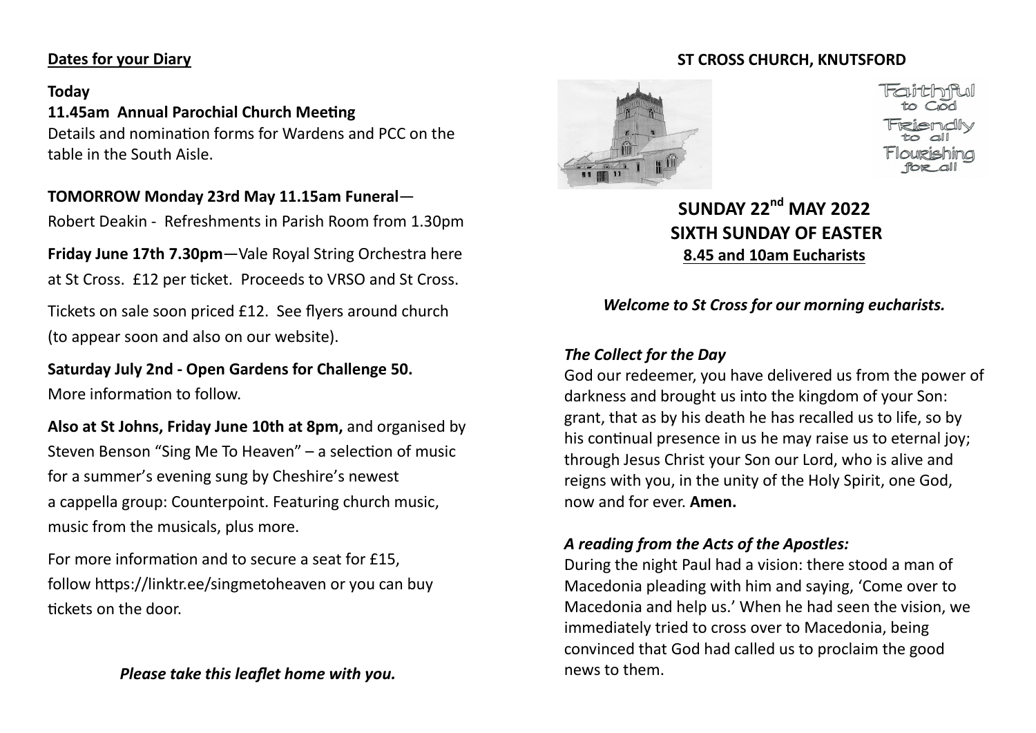**Dates for your Diary**

**Today**

**11.45am Annual Parochial Church Meeting**

Details and nomination forms for Wardens and PCC on the table in the South Aisle.

**TOMORROW Monday 23rd May 11.15am Funeral**—

Robert Deakin - Refreshments in Parish Room from 1.30pm

**Friday June 17th 7.30pm**—Vale Royal String Orchestra here at St Cross. £12 per ticket. Proceeds to VRSO and St Cross.

Tickets on sale soon priced £12. See flyers around church (to appear soon and also on our website).

**Saturday July 2nd - Open Gardens for Challenge 50.**

More information to follow.

**Also at St Johns, Friday June 10th at 8pm,** and organised by Steven Benson "Sing Me To Heaven" – a selection of music for a summer's evening sung by Cheshire's newest a cappella group: Counterpoint. Featuring church music, music from the musicals, plus more.

For more information and to secure a seat for £15, follow https://linktr.ee/singmetoheaven or you can buy tickets on the door.

*Please take this leaflet home with you.*

**ST CROSS CHURCH, KNUTSFORD**

Faithful to God

Friendly to all

Flourishing for all

# SUNDAY 22nd MAY 2022
# SIXTH SUNDAY OF EASTER

**8.45 and 10am Eucharists**

***Welcome to St Cross for our morning eucharists.***

***The Collect for the Day***

God our redeemer, you have delivered us from the power of darkness and brought us into the kingdom of your Son: grant, that as by his death he has recalled us to life, so by his continual presence in us he may raise us to eternal joy; through Jesus Christ your Son our Lord, who is alive and reigns with you, in the unity of the Holy Spirit, one God, now and for ever. **Amen.**

***A reading from the Acts of the Apostles:***

During the night Paul had a vision: there stood a man of Macedonia pleading with him and saying, 'Come over to Macedonia and help us.' When he had seen the vision, we immediately tried to cross over to Macedonia, being convinced that God had called us to proclaim the good news to them.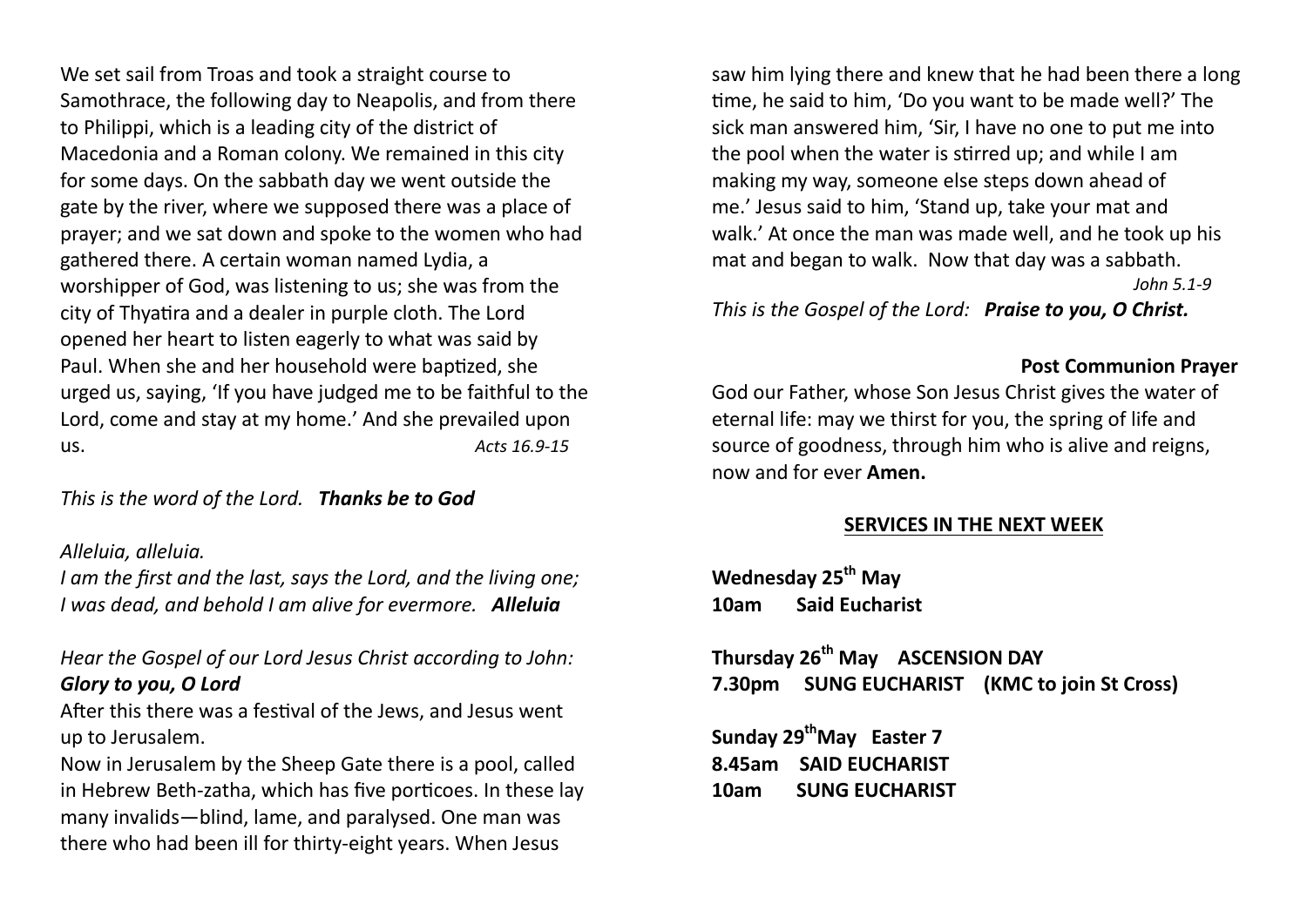We set sail from Troas and took a straight course to Samothrace, the following day to Neapolis, and from there to Philippi, which is a leading city of the district of Macedonia and a Roman colony. We remained in this city for some days. On the sabbath day we went outside the gate by the river, where we supposed there was a place of prayer; and we sat down and spoke to the women who had gathered there. A certain woman named Lydia, a worshipper of God, was listening to us; she was from the city of Thyatira and a dealer in purple cloth. The Lord opened her heart to listen eagerly to what was said by Paul. When she and her household were baptized, she urged us, saying, 'If you have judged me to be faithful to the Lord, come and stay at my home.' And she prevailed upon us. *Acts 16.9-15*

*This is the word of the Lord.* ***Thanks be to God***

*Alleluia, alleluia.*
*I am the first and the last, says the Lord, and the living one;*
*I was dead, and behold I am alive for evermore.* ***Alleluia***

*Hear the Gospel of our Lord Jesus Christ according to John:*
***Glory to you, O Lord***

After this there was a festival of the Jews, and Jesus went up to Jerusalem.
Now in Jerusalem by the Sheep Gate there is a pool, called in Hebrew Beth-zatha, which has five porticoes. In these lay many invalids—blind, lame, and paralysed. One man was there who had been ill for thirty-eight years. When Jesus saw him lying there and knew that he had been there a long time, he said to him, 'Do you want to be made well?' The sick man answered him, 'Sir, I have no one to put me into the pool when the water is stirred up; and while I am making my way, someone else steps down ahead of me.' Jesus said to him, 'Stand up, take your mat and walk.' At once the man was made well, and he took up his mat and began to walk. Now that day was a sabbath.
*John 5.1-9*

*This is the Gospel of the Lord:* ***Praise to you, O Christ.***

**Post Communion Prayer**

God our Father, whose Son Jesus Christ gives the water of eternal life: may we thirst for you, the spring of life and source of goodness, through him who is alive and reigns, now and for ever **Amen.**

## SERVICES IN THE NEXT WEEK

**Wednesday 25th May**
**10am Said Eucharist**

**Thursday 26th May ASCENSION DAY**
**7.30pm SUNG EUCHARIST (KMC to join St Cross)**

**Sunday 29th May Easter 7**
**8.45am SAID EUCHARIST**
**10am SUNG EUCHARIST**